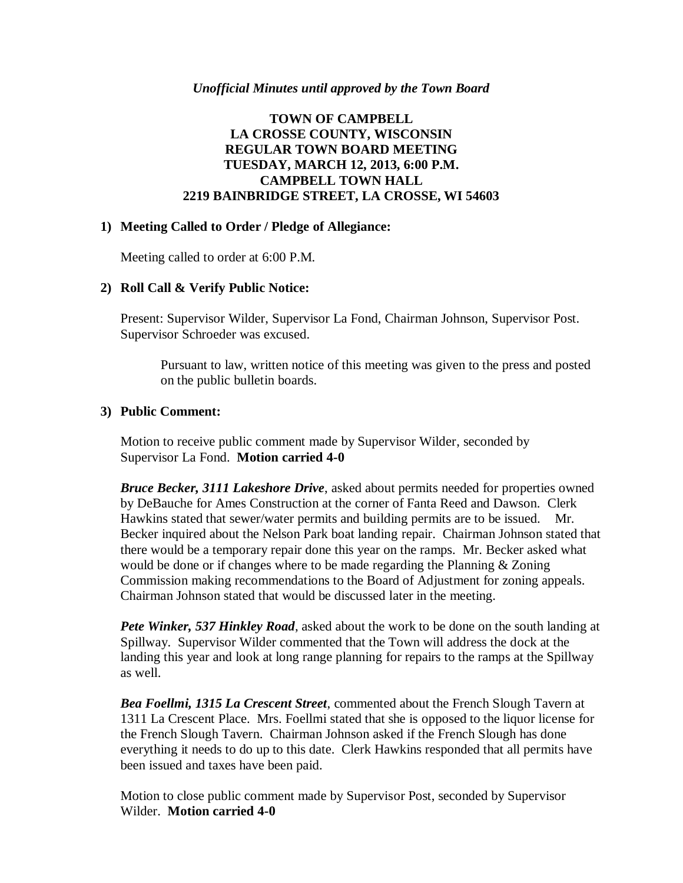*Unofficial Minutes until approved by the Town Board*

# TOWN OF CAMPBELL
# LA CROSSE COUNTY, WISCONSIN
# REGULAR TOWN BOARD MEETING
# TUESDAY, MARCH 12, 2013, 6:00 P.M.
# CAMPBELL TOWN HALL
# 2219 BAINBRIDGE STREET, LA CROSSE, WI 54603

## 1) Meeting Called to Order / Pledge of Allegiance:

Meeting called to order at 6:00 P.M.

## 2) Roll Call & Verify Public Notice:

Present: Supervisor Wilder, Supervisor La Fond, Chairman Johnson, Supervisor Post. Supervisor Schroeder was excused.

> Pursuant to law, written notice of this meeting was given to the press and posted on the public bulletin boards.

## 3) Public Comment:

Motion to receive public comment made by Supervisor Wilder, seconded by Supervisor La Fond. **Motion carried 4-0**

***Bruce Becker, 3111 Lakeshore Drive***, asked about permits needed for properties owned by DeBauche for Ames Construction at the corner of Fanta Reed and Dawson. Clerk Hawkins stated that sewer/water permits and building permits are to be issued. Mr. Becker inquired about the Nelson Park boat landing repair. Chairman Johnson stated that there would be a temporary repair done this year on the ramps. Mr. Becker asked what would be done or if changes where to be made regarding the Planning & Zoning Commission making recommendations to the Board of Adjustment for zoning appeals. Chairman Johnson stated that would be discussed later in the meeting.

***Pete Winker, 537 Hinkley Road***, asked about the work to be done on the south landing at Spillway. Supervisor Wilder commented that the Town will address the dock at the landing this year and look at long range planning for repairs to the ramps at the Spillway as well.

***Bea Foellmi, 1315 La Crescent Street***, commented about the French Slough Tavern at 1311 La Crescent Place. Mrs. Foellmi stated that she is opposed to the liquor license for the French Slough Tavern. Chairman Johnson asked if the French Slough has done everything it needs to do up to this date. Clerk Hawkins responded that all permits have been issued and taxes have been paid.

Motion to close public comment made by Supervisor Post, seconded by Supervisor Wilder. **Motion carried 4-0**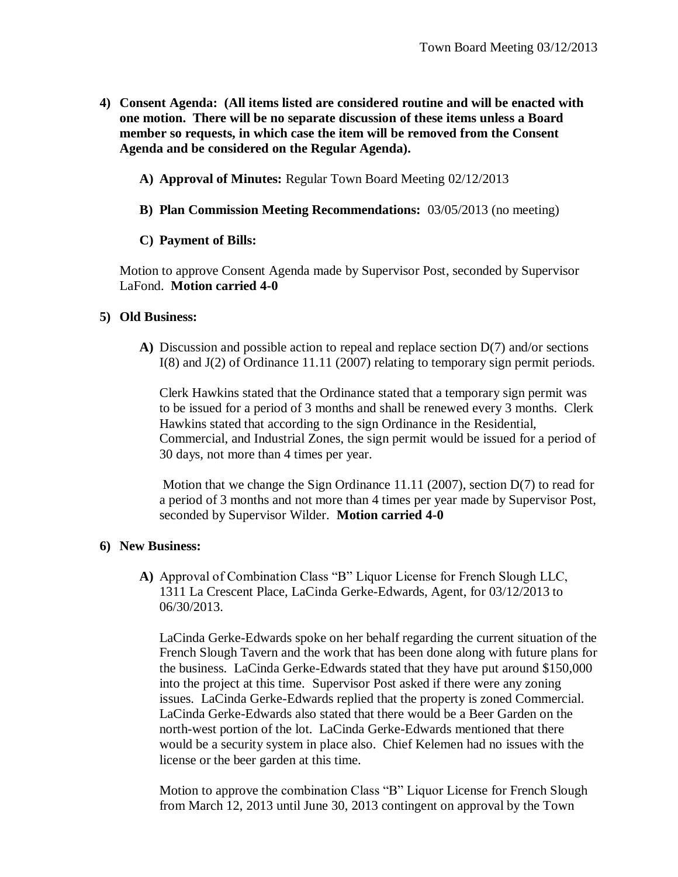4) **Consent Agenda: (All items listed are considered routine and will be enacted with one motion. There will be no separate discussion of these items unless a Board member so requests, in which case the item will be removed from the Consent Agenda and be considered on the Regular Agenda).**

   A) **Approval of Minutes:** Regular Town Board Meeting 02/12/2013

   B) **Plan Commission Meeting Recommendations:** 03/05/2013 (no meeting)

   C) **Payment of Bills:**

   Motion to approve Consent Agenda made by Supervisor Post, seconded by Supervisor LaFond. **Motion carried 4-0**

5) **Old Business:**

   A) Discussion and possible action to repeal and replace section D(7) and/or sections I(8) and J(2) of Ordinance 11.11 (2007) relating to temporary sign permit periods.

   Clerk Hawkins stated that the Ordinance stated that a temporary sign permit was to be issued for a period of 3 months and shall be renewed every 3 months. Clerk Hawkins stated that according to the sign Ordinance in the Residential, Commercial, and Industrial Zones, the sign permit would be issued for a period of 30 days, not more than 4 times per year.

   Motion that we change the Sign Ordinance 11.11 (2007), section D(7) to read for a period of 3 months and not more than 4 times per year made by Supervisor Post, seconded by Supervisor Wilder. **Motion carried 4-0**

6) **New Business:**

   A) Approval of Combination Class "B" Liquor License for French Slough LLC, 1311 La Crescent Place, LaCinda Gerke-Edwards, Agent, for 03/12/2013 to 06/30/2013.

   LaCinda Gerke-Edwards spoke on her behalf regarding the current situation of the French Slough Tavern and the work that has been done along with future plans for the business. LaCinda Gerke-Edwards stated that they have put around $150,000 into the project at this time. Supervisor Post asked if there were any zoning issues. LaCinda Gerke-Edwards replied that the property is zoned Commercial. LaCinda Gerke-Edwards also stated that there would be a Beer Garden on the north-west portion of the lot. LaCinda Gerke-Edwards mentioned that there would be a security system in place also. Chief Kelemen had no issues with the license or the beer garden at this time.

   Motion to approve the combination Class "B" Liquor License for French Slough from March 12, 2013 until June 30, 2013 contingent on approval by the Town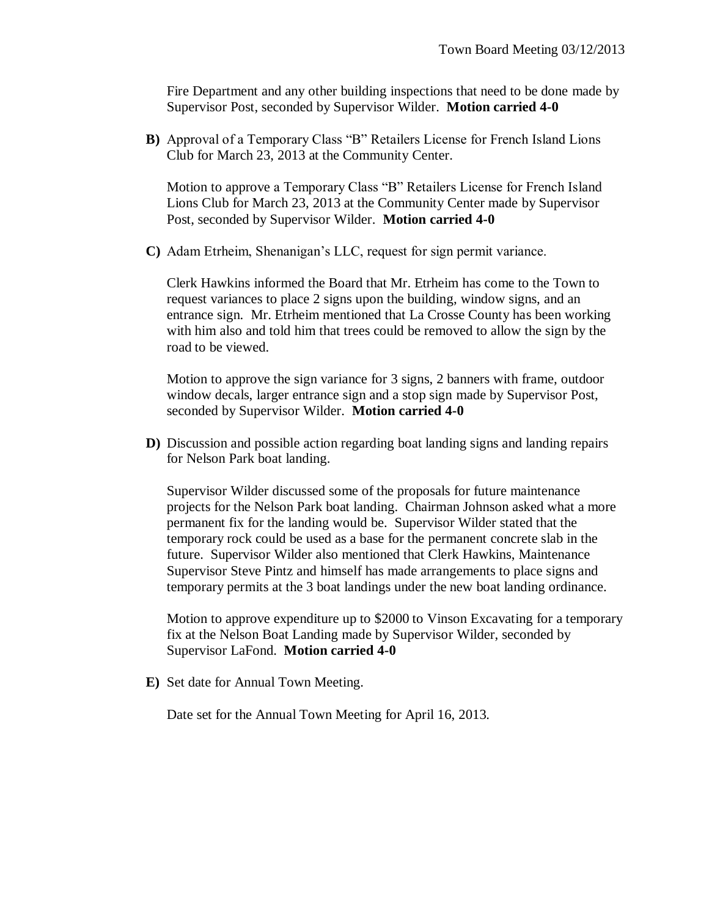Fire Department and any other building inspections that need to be done made by Supervisor Post, seconded by Supervisor Wilder. **Motion carried 4-0**

**B)** Approval of a Temporary Class "B" Retailers License for French Island Lions Club for March 23, 2013 at the Community Center.

Motion to approve a Temporary Class "B" Retailers License for French Island Lions Club for March 23, 2013 at the Community Center made by Supervisor Post, seconded by Supervisor Wilder. **Motion carried 4-0**

**C)** Adam Etrheim, Shenanigan's LLC, request for sign permit variance.

Clerk Hawkins informed the Board that Mr. Etrheim has come to the Town to request variances to place 2 signs upon the building, window signs, and an entrance sign. Mr. Etrheim mentioned that La Crosse County has been working with him also and told him that trees could be removed to allow the sign by the road to be viewed.

Motion to approve the sign variance for 3 signs, 2 banners with frame, outdoor window decals, larger entrance sign and a stop sign made by Supervisor Post, seconded by Supervisor Wilder. **Motion carried 4-0**

**D)** Discussion and possible action regarding boat landing signs and landing repairs for Nelson Park boat landing.

Supervisor Wilder discussed some of the proposals for future maintenance projects for the Nelson Park boat landing. Chairman Johnson asked what a more permanent fix for the landing would be. Supervisor Wilder stated that the temporary rock could be used as a base for the permanent concrete slab in the future. Supervisor Wilder also mentioned that Clerk Hawkins, Maintenance Supervisor Steve Pintz and himself has made arrangements to place signs and temporary permits at the 3 boat landings under the new boat landing ordinance.

Motion to approve expenditure up to $2000 to Vinson Excavating for a temporary fix at the Nelson Boat Landing made by Supervisor Wilder, seconded by Supervisor LaFond. **Motion carried 4-0**

**E)** Set date for Annual Town Meeting.

Date set for the Annual Town Meeting for April 16, 2013.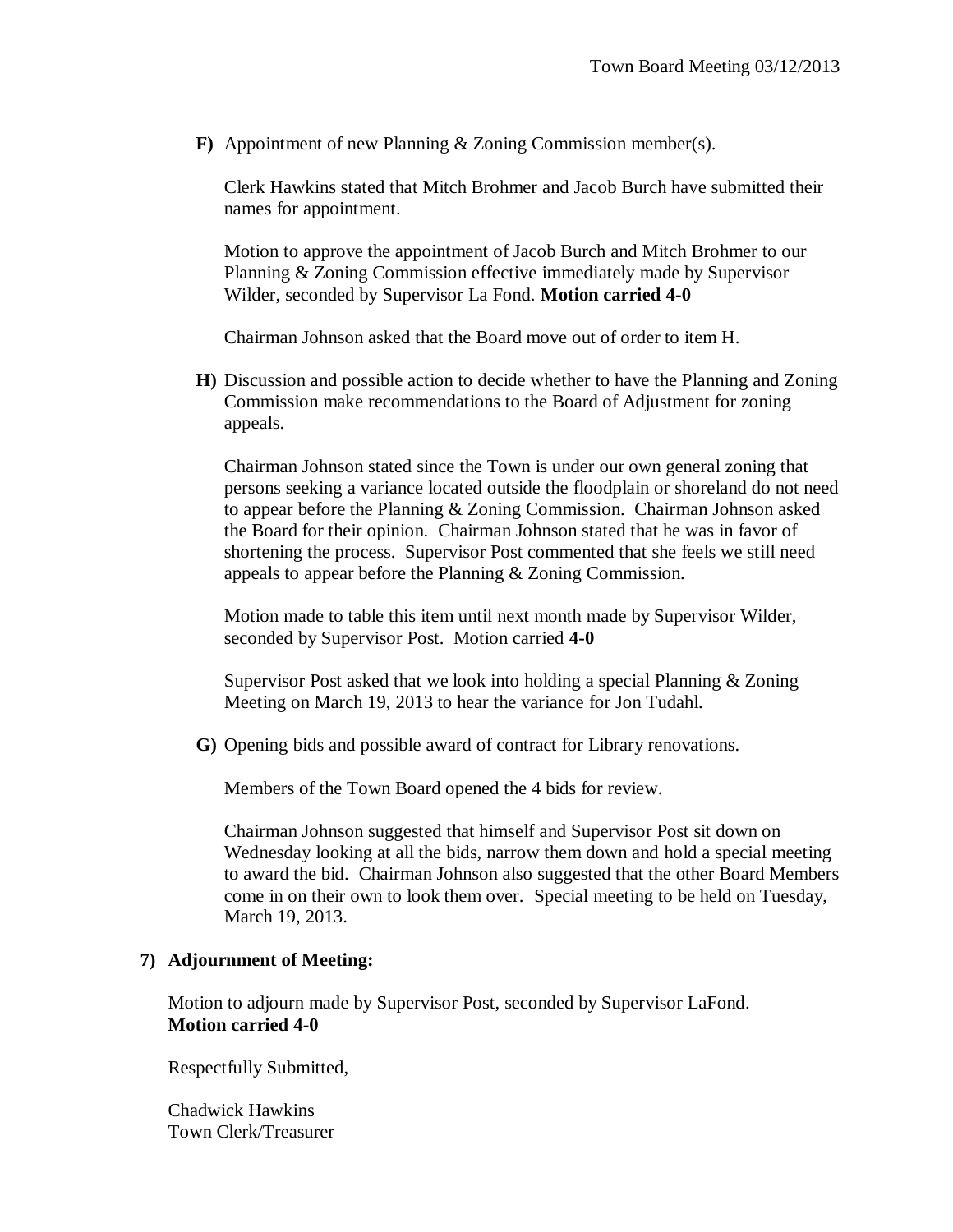**F)** Appointment of new Planning & Zoning Commission member(s).

Clerk Hawkins stated that Mitch Brohmer and Jacob Burch have submitted their names for appointment.

Motion to approve the appointment of Jacob Burch and Mitch Brohmer to our Planning & Zoning Commission effective immediately made by Supervisor Wilder, seconded by Supervisor La Fond. **Motion carried 4-0**

Chairman Johnson asked that the Board move out of order to item H.

**H)** Discussion and possible action to decide whether to have the Planning and Zoning Commission make recommendations to the Board of Adjustment for zoning appeals.

Chairman Johnson stated since the Town is under our own general zoning that persons seeking a variance located outside the floodplain or shoreland do not need to appear before the Planning & Zoning Commission. Chairman Johnson asked the Board for their opinion. Chairman Johnson stated that he was in favor of shortening the process. Supervisor Post commented that she feels we still need appeals to appear before the Planning & Zoning Commission.

Motion made to table this item until next month made by Supervisor Wilder, seconded by Supervisor Post. Motion carried **4-0**

Supervisor Post asked that we look into holding a special Planning & Zoning Meeting on March 19, 2013 to hear the variance for Jon Tudahl.

**G)** Opening bids and possible award of contract for Library renovations.

Members of the Town Board opened the 4 bids for review.

Chairman Johnson suggested that himself and Supervisor Post sit down on Wednesday looking at all the bids, narrow them down and hold a special meeting to award the bid. Chairman Johnson also suggested that the other Board Members come in on their own to look them over. Special meeting to be held on Tuesday, March 19, 2013.

**7) Adjournment of Meeting:**

Motion to adjourn made by Supervisor Post, seconded by Supervisor LaFond.
**Motion carried 4-0**

Respectfully Submitted,

Chadwick Hawkins
Town Clerk/Treasurer